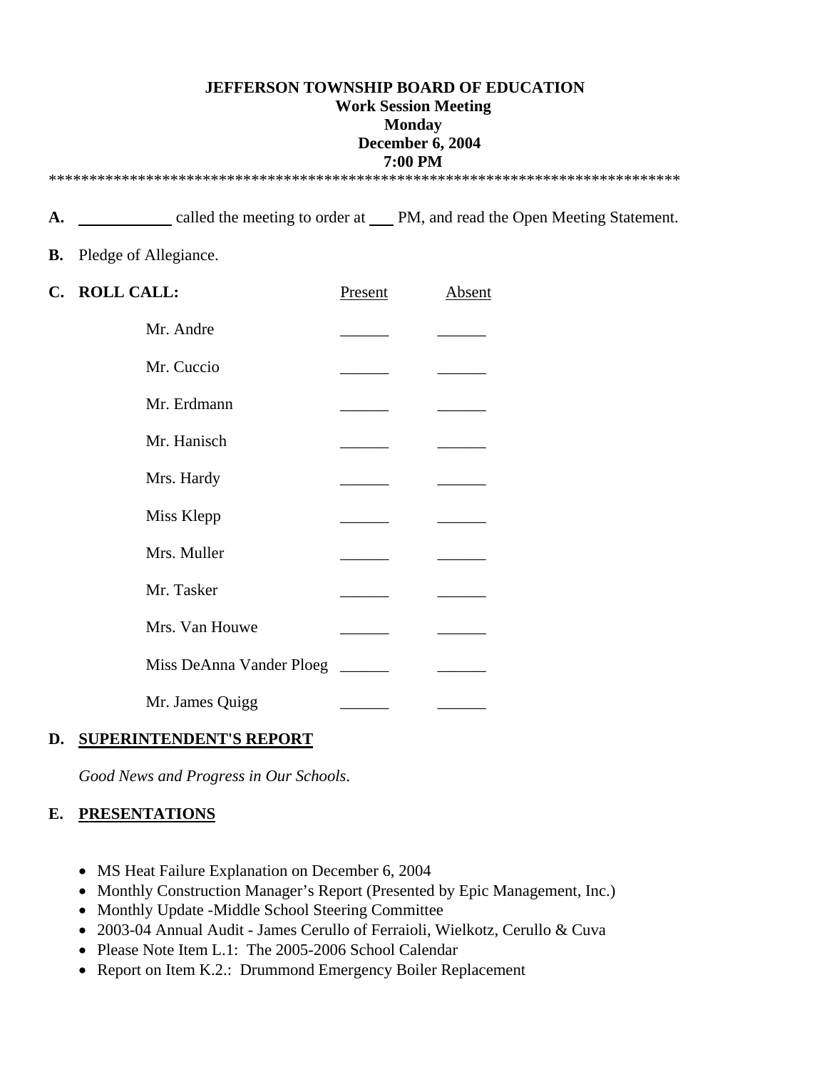**JEFFERSON TOWNSHIP BOARD OF EDUCATION**
**Work Session Meeting**
**Monday**
**December 6, 2004**
**7:00 PM**

********************************************************************************

**A.** ____________ called the meeting to order at ___ PM, and read the Open Meeting Statement.

**B.** Pledge of Allegiance.

**C. ROLL CALL:**

| | Present | Absent |
|---|---|---|
| Mr. Andre | ______ | ______ |
| Mr. Cuccio | ______ | ______ |
| Mr. Erdmann | ______ | ______ |
| Mr. Hanisch | ______ | ______ |
| Mrs. Hardy | ______ | ______ |
| Miss Klepp | ______ | ______ |
| Mrs. Muller | ______ | ______ |
| Mr. Tasker | ______ | ______ |
| Mrs. Van Houwe | ______ | ______ |
| Miss DeAnna Vander Ploeg | ______ | ______ |
| Mr. James Quigg | ______ | ______ |

**D. SUPERINTENDENT'S REPORT**

*Good News and Progress in Our Schools*.

**E. PRESENTATIONS**

- MS Heat Failure Explanation on December 6, 2004
- Monthly Construction Manager's Report (Presented by Epic Management, Inc.)
- Monthly Update -Middle School Steering Committee
- 2003-04 Annual Audit - James Cerullo of Ferraioli, Wielkotz, Cerullo & Cuva
- Please Note Item L.1: The 2005-2006 School Calendar
- Report on Item K.2.: Drummond Emergency Boiler Replacement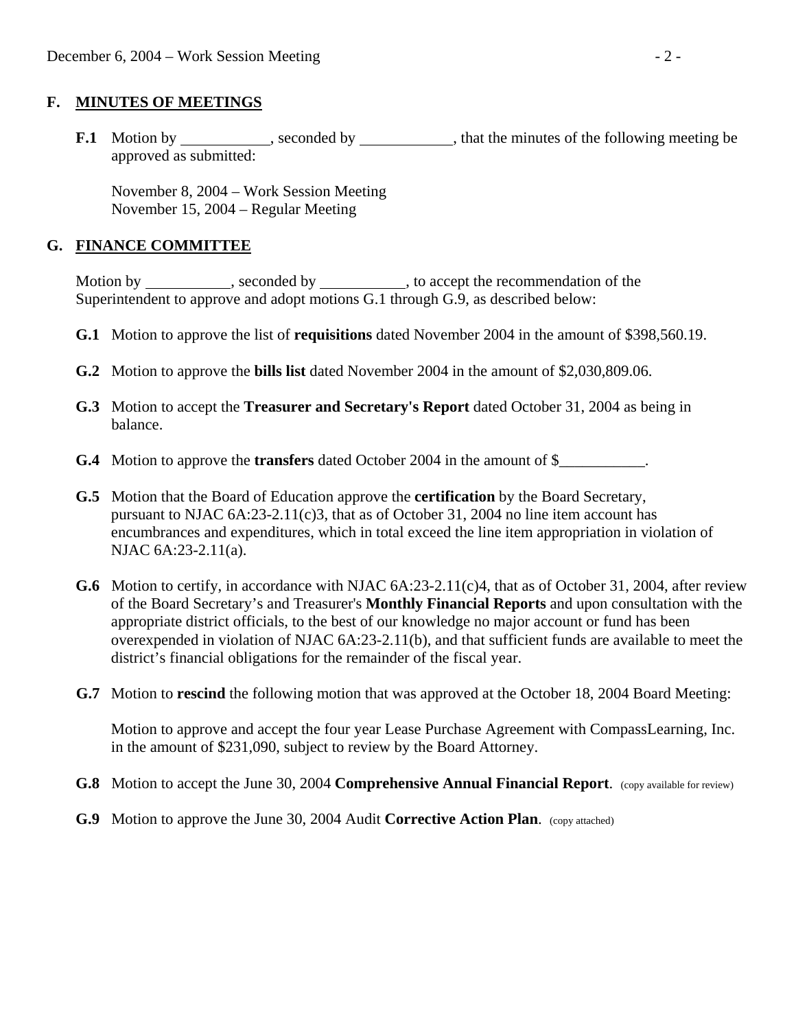## F. MINUTES OF MEETINGS

**F.1** Motion by ___________, seconded by ____________, that the minutes of the following meeting be approved as submitted:

November 8, 2004 – Work Session Meeting
November 15, 2004 – Regular Meeting

## G. FINANCE COMMITTEE

Motion by ___________, seconded by ___________, to accept the recommendation of the Superintendent to approve and adopt motions G.1 through G.9, as described below:

**G.1** Motion to approve the list of **requisitions** dated November 2004 in the amount of $398,560.19.

**G.2** Motion to approve the **bills list** dated November 2004 in the amount of $2,030,809.06.

**G.3** Motion to accept the **Treasurer and Secretary's Report** dated October 31, 2004 as being in balance.

**G.4** Motion to approve the **transfers** dated October 2004 in the amount of $___________.

**G.5** Motion that the Board of Education approve the **certification** by the Board Secretary, pursuant to NJAC 6A:23-2.11(c)3, that as of October 31, 2004 no line item account has encumbrances and expenditures, which in total exceed the line item appropriation in violation of NJAC 6A:23-2.11(a).

**G.6** Motion to certify, in accordance with NJAC 6A:23-2.11(c)4, that as of October 31, 2004, after review of the Board Secretary's and Treasurer's **Monthly Financial Reports** and upon consultation with the appropriate district officials, to the best of our knowledge no major account or fund has been overexpended in violation of NJAC 6A:23-2.11(b), and that sufficient funds are available to meet the district's financial obligations for the remainder of the fiscal year.

**G.7** Motion to **rescind** the following motion that was approved at the October 18, 2004 Board Meeting:

Motion to approve and accept the four year Lease Purchase Agreement with CompassLearning, Inc. in the amount of $231,090, subject to review by the Board Attorney.

**G.8** Motion to accept the June 30, 2004 **Comprehensive Annual Financial Report**. (copy available for review)

**G.9** Motion to approve the June 30, 2004 Audit **Corrective Action Plan**. (copy attached)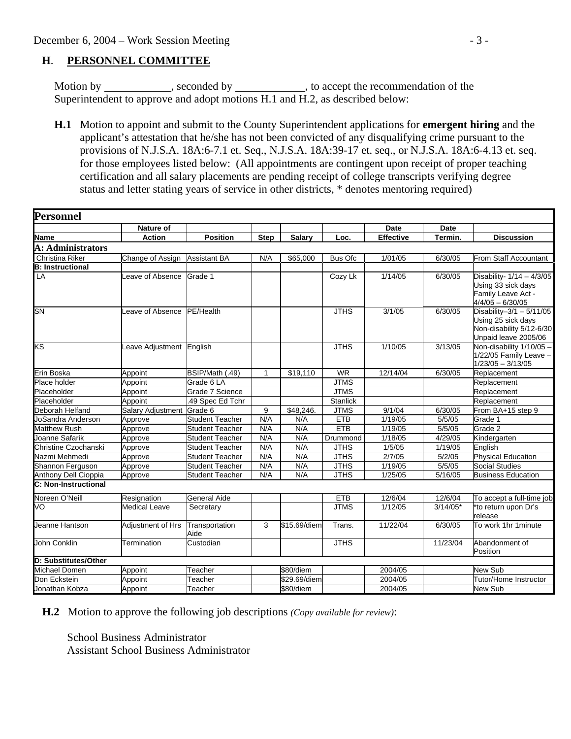## H. PERSONNEL COMMITTEE

Motion by ____________, seconded by ____________, to accept the recommendation of the Superintendent to approve and adopt motions H.1 and H.2, as described below:

**H.1** Motion to appoint and submit to the County Superintendent applications for **emergent hiring** and the applicant's attestation that he/she has not been convicted of any disqualifying crime pursuant to the provisions of N.J.S.A. 18A:6-7.1 et. Seq., N.J.S.A. 18A:39-17 et. seq., or N.J.S.A. 18A:6-4.13 et. seq. for those employees listed below: (All appointments are contingent upon receipt of proper teaching certification and all salary placements are pending receipt of college transcripts verifying degree status and letter stating years of service in other districts, * denotes mentoring required)

| **Personnel** | | | | | | | | |
|---|---|---|---|---|---|---|---|---|
| | **Nature of** | | | | | **Date** | **Date** | |
| **Name** | **Action** | **Position** | **Step** | **Salary** | **Loc.** | **Effective** | **Termin.** | **Discussion** |
| **A: Administrators** | | | | | | | | |
| Christina Riker | Change of Assign | Assistant BA | N/A | $65,000 | Bus Ofc | 1/01/05 | 6/30/05 | From Staff Accountant |
| **B: Instructional** | | | | | | | | |
| LA | Leave of Absence | Grade 1 | | | Cozy Lk | 1/14/05 | 6/30/05 | Disability- 1/14 – 4/3/05 Using 33 sick days Family Leave Act - 4/4/05 – 6/30/05 |
| SN | Leave of Absence | PE/Health | | | JTHS | 3/1/05 | 6/30/05 | Disability–3/1 – 5/11/05 Using 25 sick days Non-disability 5/12-6/30 Unpaid leave 2005/06 |
| KS | Leave Adjustment | English | | | JTHS | 1/10/05 | 3/13/05 | Non-disability 1/10/05 – 1/22/05 Family Leave – 1/23/05 – 3/13/05 |
| Erin Boska | Appoint | BSIP/Math (.49) | 1 | $19,110 | WR | 12/14/04 | 6/30/05 | Replacement |
| Place holder | Appoint | Grade 6 LA | | | JTMS | | | Replacement |
| Placeholder | Appoint | Grade 7 Science | | | JTMS | | | Replacement |
| Placeholder | Appoint | .49 Spec Ed Tchr | | | Stanlick | | | Replacement |
| Deborah Helfand | Salary Adjustment | Grade 6 | 9 | $48,246. | JTMS | 9/1/04 | 6/30/05 | From BA+15 step 9 |
| JoSandra Anderson | Approve | Student Teacher | N/A | N/A | ETB | 1/19/05 | 5/5/05 | Grade 1 |
| Matthew Rush | Approve | Student Teacher | N/A | N/A | ETB | 1/19/05 | 5/5/05 | Grade 2 |
| Joanne Safarik | Approve | Student Teacher | N/A | N/A | Drummond | 1/18/05 | 4/29/05 | Kindergarten |
| Christine Czochanski | Approve | Student Teacher | N/A | N/A | JTHS | 1/5/05 | 1/19/05 | English |
| Nazmi Mehmedi | Approve | Student Teacher | N/A | N/A | JTHS | 2/7/05 | 5/2/05 | Physical Education |
| Shannon Ferguson | Approve | Student Teacher | N/A | N/A | JTHS | 1/19/05 | 5/5/05 | Social Studies |
| Anthony Dell Cioppia | Approve | Student Teacher | N/A | N/A | JTHS | 1/25/05 | 5/16/05 | Business Education |
| **C: Non-Instructional** | | | | | | | | |
| Noreen O'Neill | Resignation | General Aide | | | ETB | 12/6/04 | 12/6/04 | To accept a full-time job |
| VO | Medical Leave | Secretary | | | JTMS | 1/12/05 | 3/14/05* | *to return upon Dr's release |
| Jeanne Hantson | Adjustment of Hrs | Transportation Aide | 3 | $15.69/diem | Trans. | 11/22/04 | 6/30/05 | To work 1hr 1minute |
| John Conklin | Termination | Custodian | | | JTHS | | 11/23/04 | Abandonment of Position |
| **D: Substitutes/Other** | | | | | | | | |
| Michael Domen | Appoint | Teacher | | $80/diem | | 2004/05 | | New Sub |
| Don Eckstein | Appoint | Teacher | | $29.69/diem | | 2004/05 | | Tutor/Home Instructor |
| Jonathan Kobza | Appoint | Teacher | | $80/diem | | 2004/05 | | New Sub |

**H.2** Motion to approve the following job descriptions *(Copy available for review)*:

School Business Administrator
Assistant School Business Administrator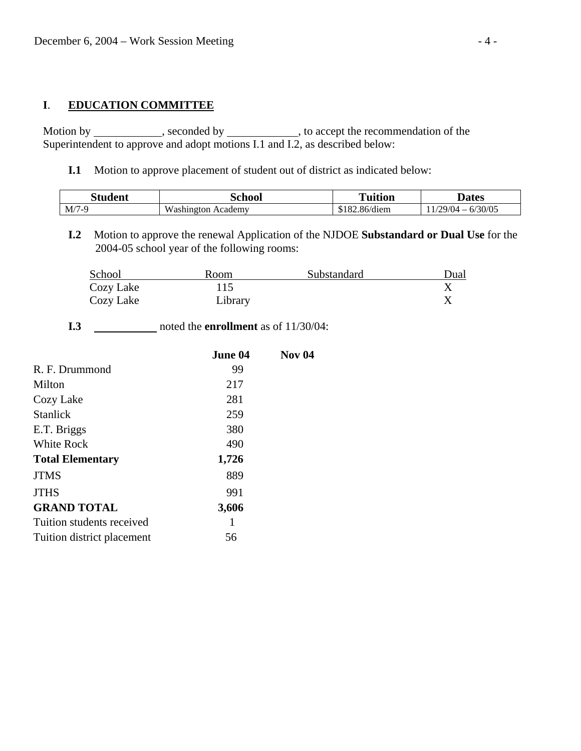## I. EDUCATION COMMITTEE

Motion by \_\_\_\_\_\_\_\_\_\_\_\_, seconded by \_\_\_\_\_\_\_\_\_\_\_\_, to accept the recommendation of the Superintendent to approve and adopt motions I.1 and I.2, as described below:

**I.1** Motion to approve placement of student out of district as indicated below:

| Student | School | Tuition | Dates |
|---|---|---|---|
| M/7-9 | Washington Academy | $182.86/diem | 11/29/04 – 6/30/05 |

**I.2** Motion to approve the renewal Application of the NJDOE **Substandard or Dual Use** for the 2004-05 school year of the following rooms:

| School | Room | Substandard | Dual |
|---|---|---|---|
| Cozy Lake | 115 | | X |
| Cozy Lake | Library | | X |

**I.3** \_\_\_\_\_\_\_\_\_\_\_\_ noted the **enrollment** as of 11/30/04:

| | June 04 | Nov 04 |
|---|---|---|
| R. F. Drummond | 99 | |
| Milton | 217 | |
| Cozy Lake | 281 | |
| Stanlick | 259 | |
| E.T. Briggs | 380 | |
| White Rock | 490 | |
| **Total Elementary** | **1,726** | |
| JTMS | 889 | |
| JTHS | 991 | |
| **GRAND TOTAL** | **3,606** | |
| Tuition students received | 1 | |
| Tuition district placement | 56 | |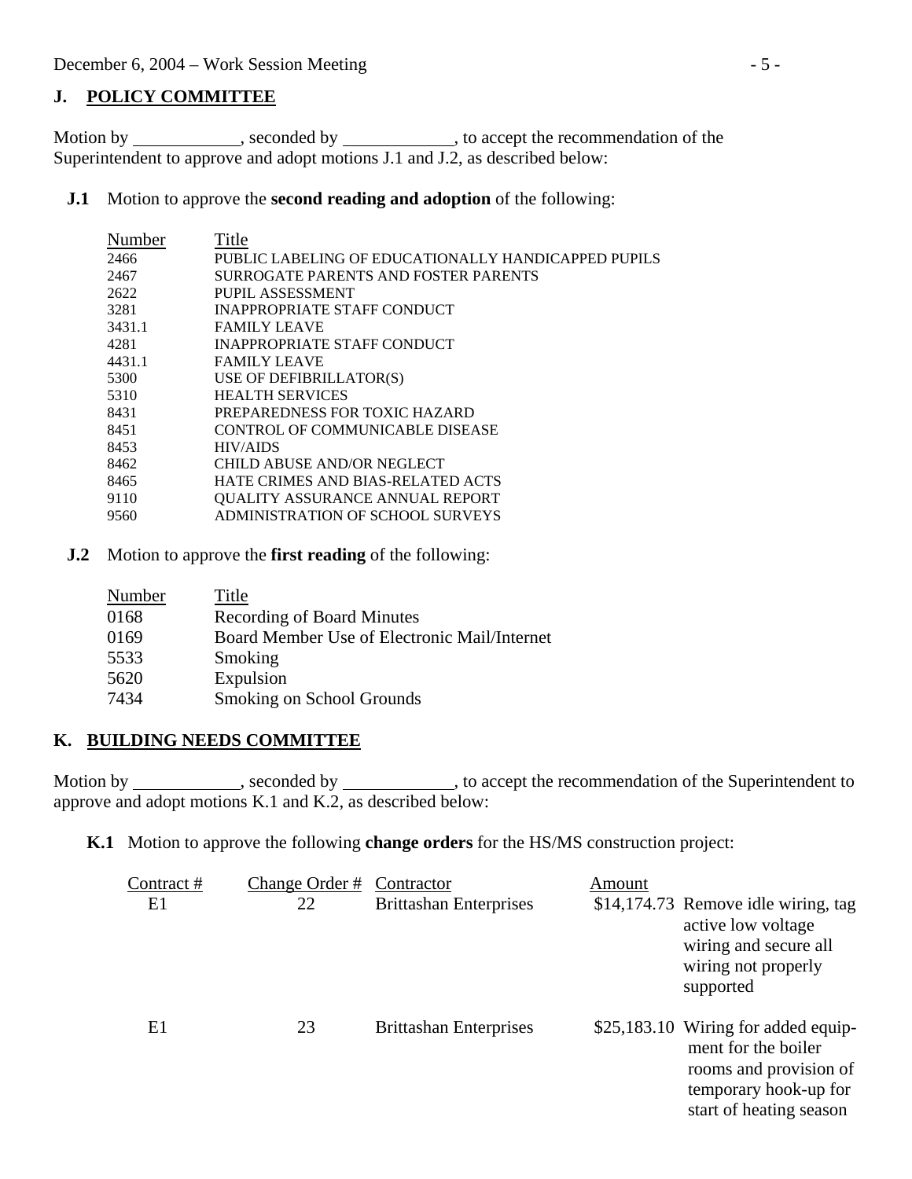## J. POLICY COMMITTEE

Motion by ____________, seconded by ____________, to accept the recommendation of the Superintendent to approve and adopt motions J.1 and J.2, as described below:

**J.1** Motion to approve the **second reading and adoption** of the following:

| Number | Title |
|---|---|
| 2466 | PUBLIC LABELING OF EDUCATIONALLY HANDICAPPED PUPILS |
| 2467 | SURROGATE PARENTS AND FOSTER PARENTS |
| 2622 | PUPIL ASSESSMENT |
| 3281 | INAPPROPRIATE STAFF CONDUCT |
| 3431.1 | FAMILY LEAVE |
| 4281 | INAPPROPRIATE STAFF CONDUCT |
| 4431.1 | FAMILY LEAVE |
| 5300 | USE OF DEFIBRILLATOR(S) |
| 5310 | HEALTH SERVICES |
| 8431 | PREPAREDNESS FOR TOXIC HAZARD |
| 8451 | CONTROL OF COMMUNICABLE DISEASE |
| 8453 | HIV/AIDS |
| 8462 | CHILD ABUSE AND/OR NEGLECT |
| 8465 | HATE CRIMES AND BIAS-RELATED ACTS |
| 9110 | QUALITY ASSURANCE ANNUAL REPORT |
| 9560 | ADMINISTRATION OF SCHOOL SURVEYS |

**J.2** Motion to approve the **first reading** of the following:

| Number | Title |
|---|---|
| 0168 | Recording of Board Minutes |
| 0169 | Board Member Use of Electronic Mail/Internet |
| 5533 | Smoking |
| 5620 | Expulsion |
| 7434 | Smoking on School Grounds |

## K. BUILDING NEEDS COMMITTEE

Motion by ____________, seconded by ____________, to accept the recommendation of the Superintendent to approve and adopt motions K.1 and K.2, as described below:

**K.1** Motion to approve the following **change orders** for the HS/MS construction project:

| Contract # | Change Order # | Contractor | Amount | |
|---|---|---|---|---|
| E1 | 22 | Brittashan Enterprises | $14,174.73 | Remove idle wiring, tag active low voltage wiring and secure all wiring not properly supported |
| E1 | 23 | Brittashan Enterprises | $25,183.10 | Wiring for added equipment for the boiler rooms and provision of temporary hook-up for start of heating season |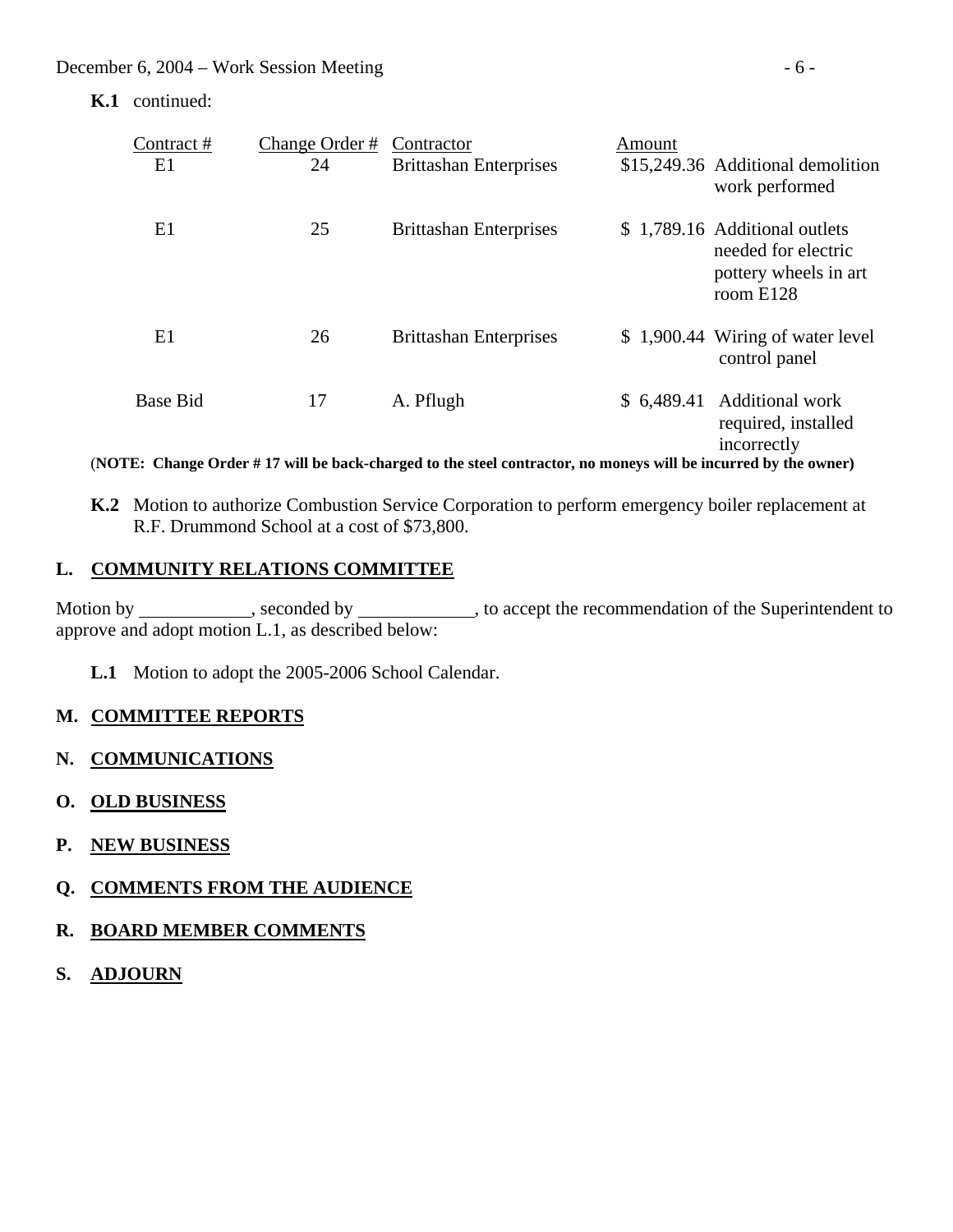**K.1** continued:

| Contract # | Change Order # | Contractor | Amount | |
|---|---|---|---|---|
| E1 | 24 | Brittashan Enterprises | $15,249.36 | Additional demolition work performed |
| E1 | 25 | Brittashan Enterprises | $ 1,789.16 | Additional outlets needed for electric pottery wheels in art room E128 |
| E1 | 26 | Brittashan Enterprises | $ 1,900.44 | Wiring of water level control panel |
| Base Bid | 17 | A. Pflugh | $ 6,489.41 | Additional work required, installed incorrectly |

(**NOTE: Change Order # 17 will be back-charged to the steel contractor, no moneys will be incurred by the owner)**

**K.2** Motion to authorize Combustion Service Corporation to perform emergency boiler replacement at R.F. Drummond School at a cost of $73,800.

## L. COMMUNITY RELATIONS COMMITTEE

Motion by ____________, seconded by ____________, to accept the recommendation of the Superintendent to approve and adopt motion L.1, as described below:

**L.1** Motion to adopt the 2005-2006 School Calendar.

## M. COMMITTEE REPORTS

## N. COMMUNICATIONS

## O. OLD BUSINESS

## P. NEW BUSINESS

## Q. COMMENTS FROM THE AUDIENCE

## R. BOARD MEMBER COMMENTS

## S. ADJOURN